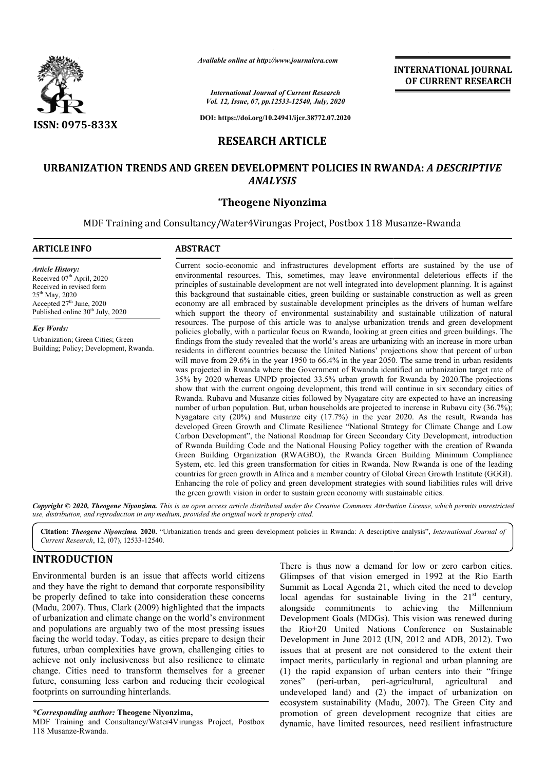# RESEARCH ARTICLE

## URBANIZATION TRENDS AND GREEN DEVELOPMENT POLICIES IN RWANDA: *A DESCRIPTIVE ANALYSIS*

**\*Theogene Niyonzima**

MDF Training and Consultancy/Water4Virungas Project, Postbox 118 Musanze-Rwanda

### ARTICLE INFO

*Article History:*
Received 07th April, 2020
Received in revised form 25th May, 2020
Accepted 27th June, 2020
Published online 30th July, 2020

*Key Words:*
Urbanization; Green Cities; Green Building; Policy; Development, Rwanda.

### ABSTRACT

Current socio-economic and infrastructures development efforts are sustained by the use of environmental resources. This, sometimes, may leave environmental deleterious effects if the principles of sustainable development are not well integrated into development planning. It is against this background that sustainable cities, green building or sustainable construction as well as green economy are all embraced by sustainable development principles as the drivers of human welfare which support the theory of environmental sustainability and sustainable utilization of natural resources. The purpose of this article was to analyse urbanization trends and green development policies globally, with a particular focus on Rwanda, looking at green cities and green buildings. The findings from the study revealed that the world's areas are urbanizing with an increase in more urban residents in different countries because the United Nations' projections show that percent of urban will move from 29.6% in the year 1950 to 66.4% in the year 2050. The same trend in urban residents was projected in Rwanda where the Government of Rwanda identified an urbanization target rate of 35% by 2020 whereas UNPD projected 33.5% urban growth for Rwanda by 2020.The projections show that with the current ongoing development, this trend will continue in six secondary cities of Rwanda. Rubavu and Musanze cities followed by Nyagatare city are expected to have an increasing number of urban population. But, urban households are projected to increase in Rubavu city (36.7%); Nyagatare city (20%) and Musanze city (17.7%) in the year 2020. As the result, Rwanda has developed Green Growth and Climate Resilience "National Strategy for Climate Change and Low Carbon Development", the National Roadmap for Green Secondary City Development, introduction of Rwanda Building Code and the National Housing Policy together with the creation of Rwanda Green Building Organization (RWAGBO), the Rwanda Green Building Minimum Compliance System, etc. led this green transformation for cities in Rwanda. Now Rwanda is one of the leading countries for green growth in Africa and a member country of Global Green Growth Institute (GGGI). Enhancing the role of policy and green development strategies with sound liabilities rules will drive the green growth vision in order to sustain green economy with sustainable cities.

**Copyright © 2020, Theogene Niyonzima.** *This is an open access article distributed under the Creative Commons Attribution License, which permits unrestricted use, distribution, and reproduction in any medium, provided the original work is properly cited.*

**Citation:** ***Theogene Niyonzima.* 2020.** "Urbanization trends and green development policies in Rwanda: A descriptive analysis", *International Journal of Current Research*, 12, (07), 12533-12540.

## INTRODUCTION

Environmental burden is an issue that affects world citizens and they have the right to demand that corporate responsibility be properly defined to take into consideration these concerns (Madu, 2007). Thus, Clark (2009) highlighted that the impacts of urbanization and climate change on the world's environment and populations are arguably two of the most pressing issues facing the world today. Today, as cities prepare to design their futures, urban complexities have grown, challenging cities to achieve not only inclusiveness but also resilience to climate change. Cities need to transform themselves for a greener future, consuming less carbon and reducing their ecological footprints on surrounding hinterlands.

There is thus now a demand for low or zero carbon cities. Glimpses of that vision emerged in 1992 at the Rio Earth Summit as Local Agenda 21, which cited the need to develop local agendas for sustainable living in the 21st century, alongside commitments to achieving the Millennium Development Goals (MDGs). This vision was renewed during the Rio+20 United Nations Conference on Sustainable Development in June 2012 (UN, 2012 and ADB, 2012). Two issues that at present are not considered to the extent their impact merits, particularly in regional and urban planning are (1) the rapid expansion of urban centers into their "fringe zones" (peri-urban, peri-agricultural, agricultural and undeveloped land) and (2) the impact of urbanization on ecosystem sustainability (Madu, 2007). The Green City and promotion of green development recognize that cities are dynamic, have limited resources, need resilient infrastructure

*\*Corresponding author:* **Theogene Niyonzima,**
MDF Training and Consultancy/Water4Virungas Project, Postbox 118 Musanze-Rwanda.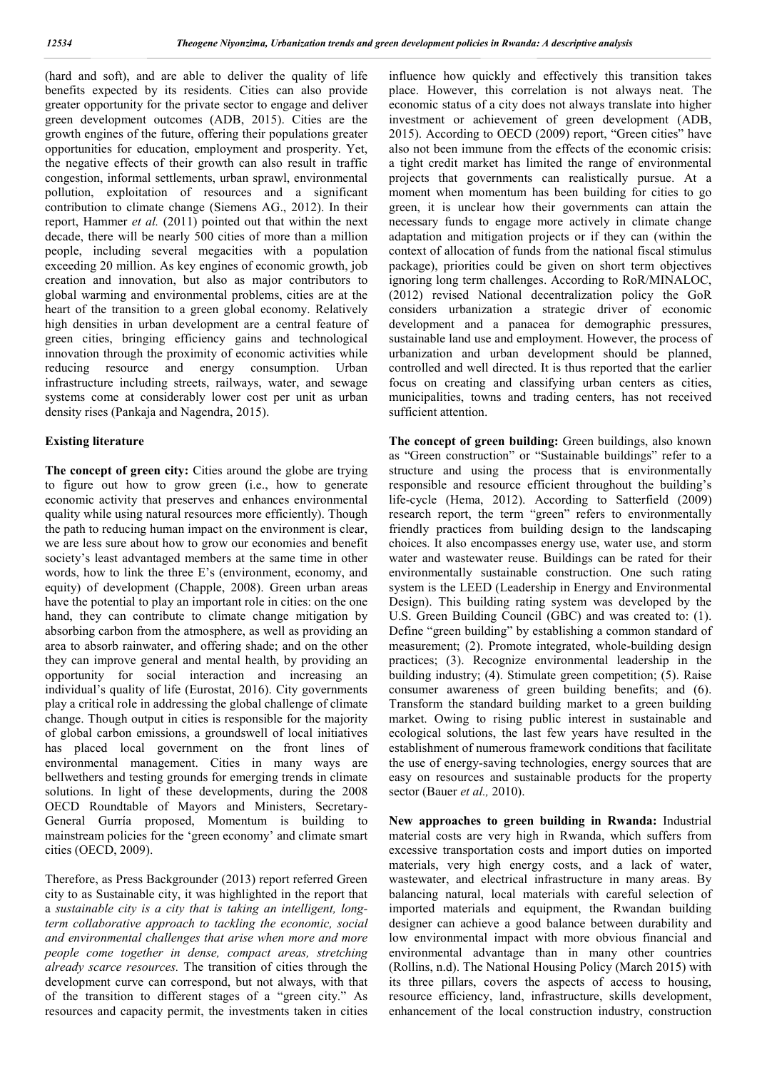(hard and soft), and are able to deliver the quality of life benefits expected by its residents. Cities can also provide greater opportunity for the private sector to engage and deliver green development outcomes (ADB, 2015). Cities are the growth engines of the future, offering their populations greater opportunities for education, employment and prosperity. Yet, the negative effects of their growth can also result in traffic congestion, informal settlements, urban sprawl, environmental pollution, exploitation of resources and a significant contribution to climate change (Siemens AG., 2012). In their report, Hammer *et al.* (2011) pointed out that within the next decade, there will be nearly 500 cities of more than a million people, including several megacities with a population exceeding 20 million. As key engines of economic growth, job creation and innovation, but also as major contributors to global warming and environmental problems, cities are at the heart of the transition to a green global economy. Relatively high densities in urban development are a central feature of green cities, bringing efficiency gains and technological innovation through the proximity of economic activities while reducing resource and energy consumption. Urban infrastructure including streets, railways, water, and sewage systems come at considerably lower cost per unit as urban density rises (Pankaja and Nagendra, 2015).

## Existing literature

**The concept of green city:** Cities around the globe are trying to figure out how to grow green (i.e., how to generate economic activity that preserves and enhances environmental quality while using natural resources more efficiently). Though the path to reducing human impact on the environment is clear, we are less sure about how to grow our economies and benefit society's least advantaged members at the same time in other words, how to link the three E's (environment, economy, and equity) of development (Chapple, 2008). Green urban areas have the potential to play an important role in cities: on the one hand, they can contribute to climate change mitigation by absorbing carbon from the atmosphere, as well as providing an area to absorb rainwater, and offering shade; and on the other they can improve general and mental health, by providing an opportunity for social interaction and increasing an individual's quality of life (Eurostat, 2016). City governments play a critical role in addressing the global challenge of climate change. Though output in cities is responsible for the majority of global carbon emissions, a groundswell of local initiatives has placed local government on the front lines of environmental management. Cities in many ways are bellwethers and testing grounds for emerging trends in climate solutions. In light of these developments, during the 2008 OECD Roundtable of Mayors and Ministers, Secretary-General Gurría proposed, Momentum is building to mainstream policies for the 'green economy' and climate smart cities (OECD, 2009).

Therefore, as Press Backgrounder (2013) report referred Green city to as Sustainable city, it was highlighted in the report that a *sustainable city is a city that is taking an intelligent, long-term collaborative approach to tackling the economic, social and environmental challenges that arise when more and more people come together in dense, compact areas, stretching already scarce resources.* The transition of cities through the development curve can correspond, but not always, with that of the transition to different stages of a "green city." As resources and capacity permit, the investments taken in cities influence how quickly and effectively this transition takes place. However, this correlation is not always neat. The economic status of a city does not always translate into higher investment or achievement of green development (ADB, 2015). According to OECD (2009) report, "Green cities" have also not been immune from the effects of the economic crisis: a tight credit market has limited the range of environmental projects that governments can realistically pursue. At a moment when momentum has been building for cities to go green, it is unclear how their governments can attain the necessary funds to engage more actively in climate change adaptation and mitigation projects or if they can (within the context of allocation of funds from the national fiscal stimulus package), priorities could be given on short term objectives ignoring long term challenges. According to RoR/MINALOC, (2012) revised National decentralization policy the GoR considers urbanization a strategic driver of economic development and a panacea for demographic pressures, sustainable land use and employment. However, the process of urbanization and urban development should be planned, controlled and well directed. It is thus reported that the earlier focus on creating and classifying urban centers as cities, municipalities, towns and trading centers, has not received sufficient attention.

**The concept of green building:** Green buildings, also known as "Green construction" or "Sustainable buildings" refer to a structure and using the process that is environmentally responsible and resource efficient throughout the building's life-cycle (Hema, 2012). According to Satterfield (2009) research report, the term "green" refers to environmentally friendly practices from building design to the landscaping choices. It also encompasses energy use, water use, and storm water and wastewater reuse. Buildings can be rated for their environmentally sustainable construction. One such rating system is the LEED (Leadership in Energy and Environmental Design). This building rating system was developed by the U.S. Green Building Council (GBC) and was created to: (1). Define "green building" by establishing a common standard of measurement; (2). Promote integrated, whole-building design practices; (3). Recognize environmental leadership in the building industry; (4). Stimulate green competition; (5). Raise consumer awareness of green building benefits; and (6). Transform the standard building market to a green building market. Owing to rising public interest in sustainable and ecological solutions, the last few years have resulted in the establishment of numerous framework conditions that facilitate the use of energy-saving technologies, energy sources that are easy on resources and sustainable products for the property sector (Bauer *et al.,* 2010).

**New approaches to green building in Rwanda:** Industrial material costs are very high in Rwanda, which suffers from excessive transportation costs and import duties on imported materials, very high energy costs, and a lack of water, wastewater, and electrical infrastructure in many areas. By balancing natural, local materials with careful selection of imported materials and equipment, the Rwandan building designer can achieve a good balance between durability and low environmental impact with more obvious financial and environmental advantage than in many other countries (Rollins, n.d). The National Housing Policy (March 2015) with its three pillars, covers the aspects of access to housing, resource efficiency, land, infrastructure, skills development, enhancement of the local construction industry, construction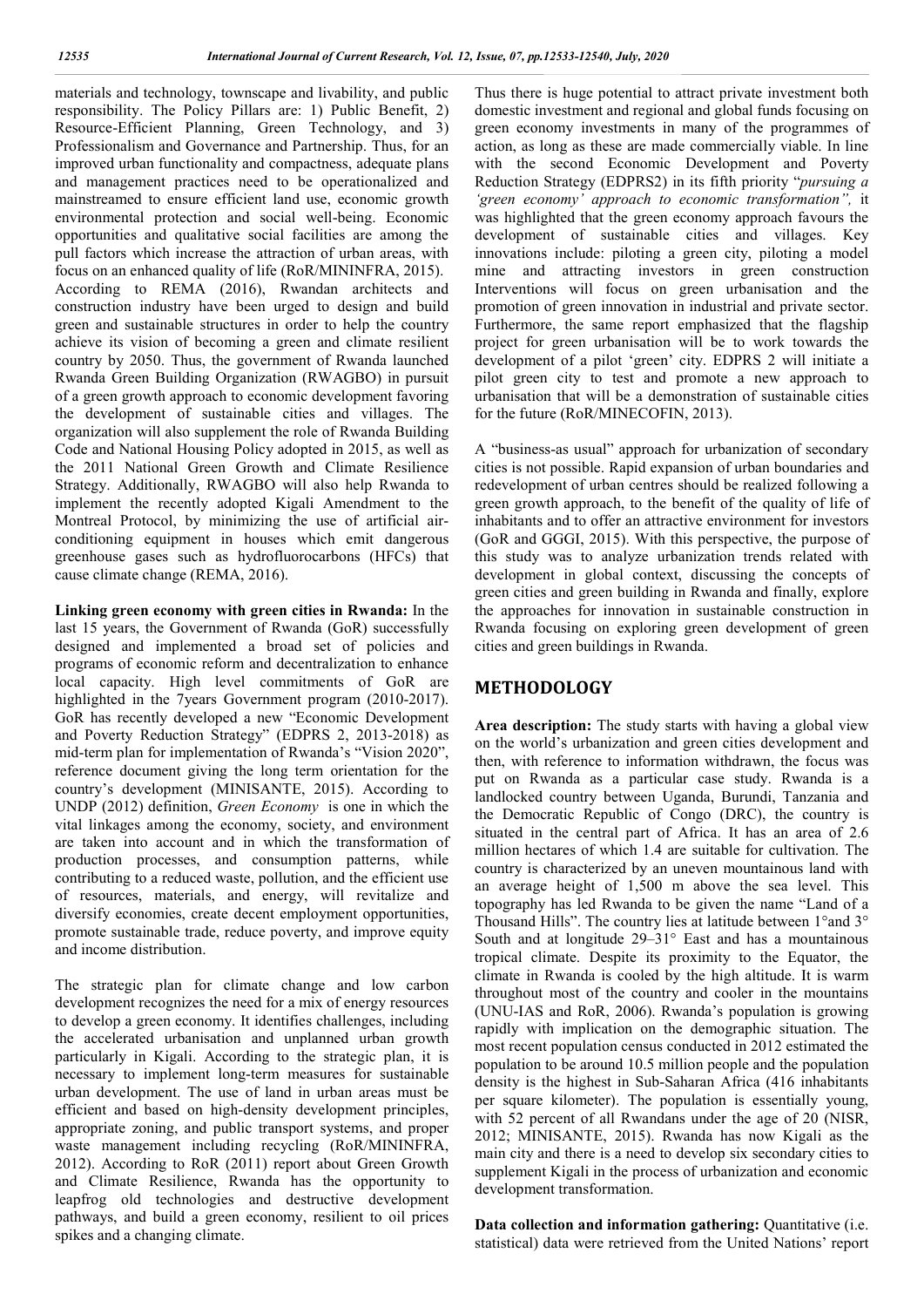materials and technology, townscape and livability, and public responsibility. The Policy Pillars are: 1) Public Benefit, 2) Resource-Efficient Planning, Green Technology, and 3) Professionalism and Governance and Partnership. Thus, for an improved urban functionality and compactness, adequate plans and management practices need to be operationalized and mainstreamed to ensure efficient land use, economic growth environmental protection and social well-being. Economic opportunities and qualitative social facilities are among the pull factors which increase the attraction of urban areas, with focus on an enhanced quality of life (RoR/MININFRA, 2015). According to REMA (2016), Rwandan architects and construction industry have been urged to design and build green and sustainable structures in order to help the country achieve its vision of becoming a green and climate resilient country by 2050. Thus, the government of Rwanda launched Rwanda Green Building Organization (RWAGBO) in pursuit of a green growth approach to economic development favoring the development of sustainable cities and villages. The organization will also supplement the role of Rwanda Building Code and National Housing Policy adopted in 2015, as well as the 2011 National Green Growth and Climate Resilience Strategy. Additionally, RWAGBO will also help Rwanda to implement the recently adopted Kigali Amendment to the Montreal Protocol, by minimizing the use of artificial air-conditioning equipment in houses which emit dangerous greenhouse gases such as hydrofluorocarbons (HFCs) that cause climate change (REMA, 2016).

**Linking green economy with green cities in Rwanda:** In the last 15 years, the Government of Rwanda (GoR) successfully designed and implemented a broad set of policies and programs of economic reform and decentralization to enhance local capacity. High level commitments of GoR are highlighted in the 7years Government program (2010-2017). GoR has recently developed a new "Economic Development and Poverty Reduction Strategy" (EDPRS 2, 2013-2018) as mid-term plan for implementation of Rwanda's "Vision 2020", reference document giving the long term orientation for the country's development (MINISANTE, 2015). According to UNDP (2012) definition, *Green Economy* is one in which the vital linkages among the economy, society, and environment are taken into account and in which the transformation of production processes, and consumption patterns, while contributing to a reduced waste, pollution, and the efficient use of resources, materials, and energy, will revitalize and diversify economies, create decent employment opportunities, promote sustainable trade, reduce poverty, and improve equity and income distribution.

The strategic plan for climate change and low carbon development recognizes the need for a mix of energy resources to develop a green economy. It identifies challenges, including the accelerated urbanisation and unplanned urban growth particularly in Kigali. According to the strategic plan, it is necessary to implement long-term measures for sustainable urban development. The use of land in urban areas must be efficient and based on high-density development principles, appropriate zoning, and public transport systems, and proper waste management including recycling (RoR/MININFRA, 2012). According to RoR (2011) report about Green Growth and Climate Resilience, Rwanda has the opportunity to leapfrog old technologies and destructive development pathways, and build a green economy, resilient to oil prices spikes and a changing climate.

Thus there is huge potential to attract private investment both domestic investment and regional and global funds focusing on green economy investments in many of the programmes of action, as long as these are made commercially viable. In line with the second Economic Development and Poverty Reduction Strategy (EDPRS2) in its fifth priority "*pursuing a 'green economy' approach to economic transformation"*, it was highlighted that the green economy approach favours the development of sustainable cities and villages. Key innovations include: piloting a green city, piloting a model mine and attracting investors in green construction Interventions will focus on green urbanisation and the promotion of green innovation in industrial and private sector. Furthermore, the same report emphasized that the flagship project for green urbanisation will be to work towards the development of a pilot 'green' city. EDPRS 2 will initiate a pilot green city to test and promote a new approach to urbanisation that will be a demonstration of sustainable cities for the future (RoR/MINECOFIN, 2013).

A "business-as usual" approach for urbanization of secondary cities is not possible. Rapid expansion of urban boundaries and redevelopment of urban centres should be realized following a green growth approach, to the benefit of the quality of life of inhabitants and to offer an attractive environment for investors (GoR and GGGI, 2015). With this perspective, the purpose of this study was to analyze urbanization trends related with development in global context, discussing the concepts of green cities and green building in Rwanda and finally, explore the approaches for innovation in sustainable construction in Rwanda focusing on exploring green development of green cities and green buildings in Rwanda.

## METHODOLOGY

**Area description:** The study starts with having a global view on the world's urbanization and green cities development and then, with reference to information withdrawn, the focus was put on Rwanda as a particular case study. Rwanda is a landlocked country between Uganda, Burundi, Tanzania and the Democratic Republic of Congo (DRC), the country is situated in the central part of Africa. It has an area of 2.6 million hectares of which 1.4 are suitable for cultivation. The country is characterized by an uneven mountainous land with an average height of 1,500 m above the sea level. This topography has led Rwanda to be given the name "Land of a Thousand Hills". The country lies at latitude between 1°and 3° South and at longitude 29–31° East and has a mountainous tropical climate. Despite its proximity to the Equator, the climate in Rwanda is cooled by the high altitude. It is warm throughout most of the country and cooler in the mountains (UNU-IAS and RoR, 2006). Rwanda's population is growing rapidly with implication on the demographic situation. The most recent population census conducted in 2012 estimated the population to be around 10.5 million people and the population density is the highest in Sub-Saharan Africa (416 inhabitants per square kilometer). The population is essentially young, with 52 percent of all Rwandans under the age of 20 (NISR, 2012; MINISANTE, 2015). Rwanda has now Kigali as the main city and there is a need to develop six secondary cities to supplement Kigali in the process of urbanization and economic development transformation.

**Data collection and information gathering:** Quantitative (i.e. statistical) data were retrieved from the United Nations' report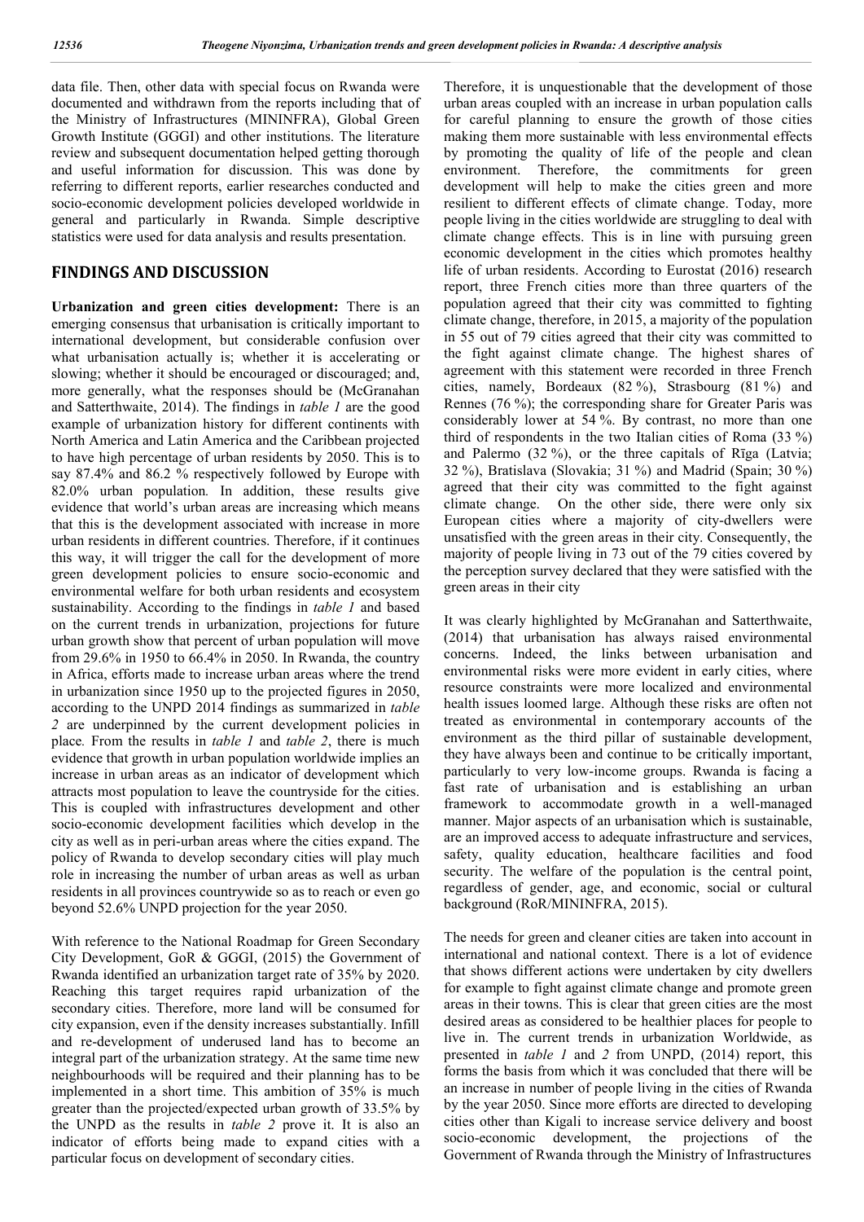data file. Then, other data with special focus on Rwanda were documented and withdrawn from the reports including that of the Ministry of Infrastructures (MININFRA), Global Green Growth Institute (GGGI) and other institutions. The literature review and subsequent documentation helped getting thorough and useful information for discussion. This was done by referring to different reports, earlier researches conducted and socio-economic development policies developed worldwide in general and particularly in Rwanda. Simple descriptive statistics were used for data analysis and results presentation.

## FINDINGS AND DISCUSSION

**Urbanization and green cities development:** There is an emerging consensus that urbanisation is critically important to international development, but considerable confusion over what urbanisation actually is; whether it is accelerating or slowing; whether it should be encouraged or discouraged; and, more generally, what the responses should be (McGranahan and Satterthwaite, 2014). The findings in *table 1* are the good example of urbanization history for different continents with North America and Latin America and the Caribbean projected to have high percentage of urban residents by 2050. This is to say 87.4% and 86.2 % respectively followed by Europe with 82.0% urban population. In addition, these results give evidence that world's urban areas are increasing which means that this is the development associated with increase in more urban residents in different countries. Therefore, if it continues this way, it will trigger the call for the development of more green development policies to ensure socio-economic and environmental welfare for both urban residents and ecosystem sustainability. According to the findings in *table 1* and based on the current trends in urbanization, projections for future urban growth show that percent of urban population will move from 29.6% in 1950 to 66.4% in 2050. In Rwanda, the country in Africa, efforts made to increase urban areas where the trend in urbanization since 1950 up to the projected figures in 2050, according to the UNPD 2014 findings as summarized in *table 2* are underpinned by the current development policies in place. From the results in *table 1* and *table 2*, there is much evidence that growth in urban population worldwide implies an increase in urban areas as an indicator of development which attracts most population to leave the countryside for the cities. This is coupled with infrastructures development and other socio-economic development facilities which develop in the city as well as in peri-urban areas where the cities expand. The policy of Rwanda to develop secondary cities will play much role in increasing the number of urban areas as well as urban residents in all provinces countrywide so as to reach or even go beyond 52.6% UNPD projection for the year 2050.

With reference to the National Roadmap for Green Secondary City Development, GoR & GGGI, (2015) the Government of Rwanda identified an urbanization target rate of 35% by 2020. Reaching this target requires rapid urbanization of the secondary cities. Therefore, more land will be consumed for city expansion, even if the density increases substantially. Infill and re-development of underused land has to become an integral part of the urbanization strategy. At the same time new neighbourhoods will be required and their planning has to be implemented in a short time. This ambition of 35% is much greater than the projected/expected urban growth of 33.5% by the UNPD as the results in *table 2* prove it. It is also an indicator of efforts being made to expand cities with a particular focus on development of secondary cities.

Therefore, it is unquestionable that the development of those urban areas coupled with an increase in urban population calls for careful planning to ensure the growth of those cities making them more sustainable with less environmental effects by promoting the quality of life of the people and clean environment. Therefore, the commitments for green development will help to make the cities green and more resilient to different effects of climate change. Today, more people living in the cities worldwide are struggling to deal with climate change effects. This is in line with pursuing green economic development in the cities which promotes healthy life of urban residents. According to Eurostat (2016) research report, three French cities more than three quarters of the population agreed that their city was committed to fighting climate change, therefore, in 2015, a majority of the population in 55 out of 79 cities agreed that their city was committed to the fight against climate change. The highest shares of agreement with this statement were recorded in three French cities, namely, Bordeaux (82 %), Strasbourg (81 %) and Rennes (76 %); the corresponding share for Greater Paris was considerably lower at 54 %. By contrast, no more than one third of respondents in the two Italian cities of Roma (33 %) and Palermo (32 %), or the three capitals of Rīga (Latvia; 32 %), Bratislava (Slovakia; 31 %) and Madrid (Spain; 30 %) agreed that their city was committed to the fight against climate change. On the other side, there were only six European cities where a majority of city-dwellers were unsatisfied with the green areas in their city. Consequently, the majority of people living in 73 out of the 79 cities covered by the perception survey declared that they were satisfied with the green areas in their city

It was clearly highlighted by McGranahan and Satterthwaite, (2014) that urbanisation has always raised environmental concerns. Indeed, the links between urbanisation and environmental risks were more evident in early cities, where resource constraints were more localized and environmental health issues loomed large. Although these risks are often not treated as environmental in contemporary accounts of the environment as the third pillar of sustainable development, they have always been and continue to be critically important, particularly to very low-income groups. Rwanda is facing a fast rate of urbanisation and is establishing an urban framework to accommodate growth in a well-managed manner. Major aspects of an urbanisation which is sustainable, are an improved access to adequate infrastructure and services, safety, quality education, healthcare facilities and food security. The welfare of the population is the central point, regardless of gender, age, and economic, social or cultural background (RoR/MININFRA, 2015).

The needs for green and cleaner cities are taken into account in international and national context. There is a lot of evidence that shows different actions were undertaken by city dwellers for example to fight against climate change and promote green areas in their towns. This is clear that green cities are the most desired areas as considered to be healthier places for people to live in. The current trends in urbanization Worldwide, as presented in *table 1* and *2* from UNPD, (2014) report, this forms the basis from which it was concluded that there will be an increase in number of people living in the cities of Rwanda by the year 2050. Since more efforts are directed to developing cities other than Kigali to increase service delivery and boost socio-economic development, the projections of the Government of Rwanda through the Ministry of Infrastructures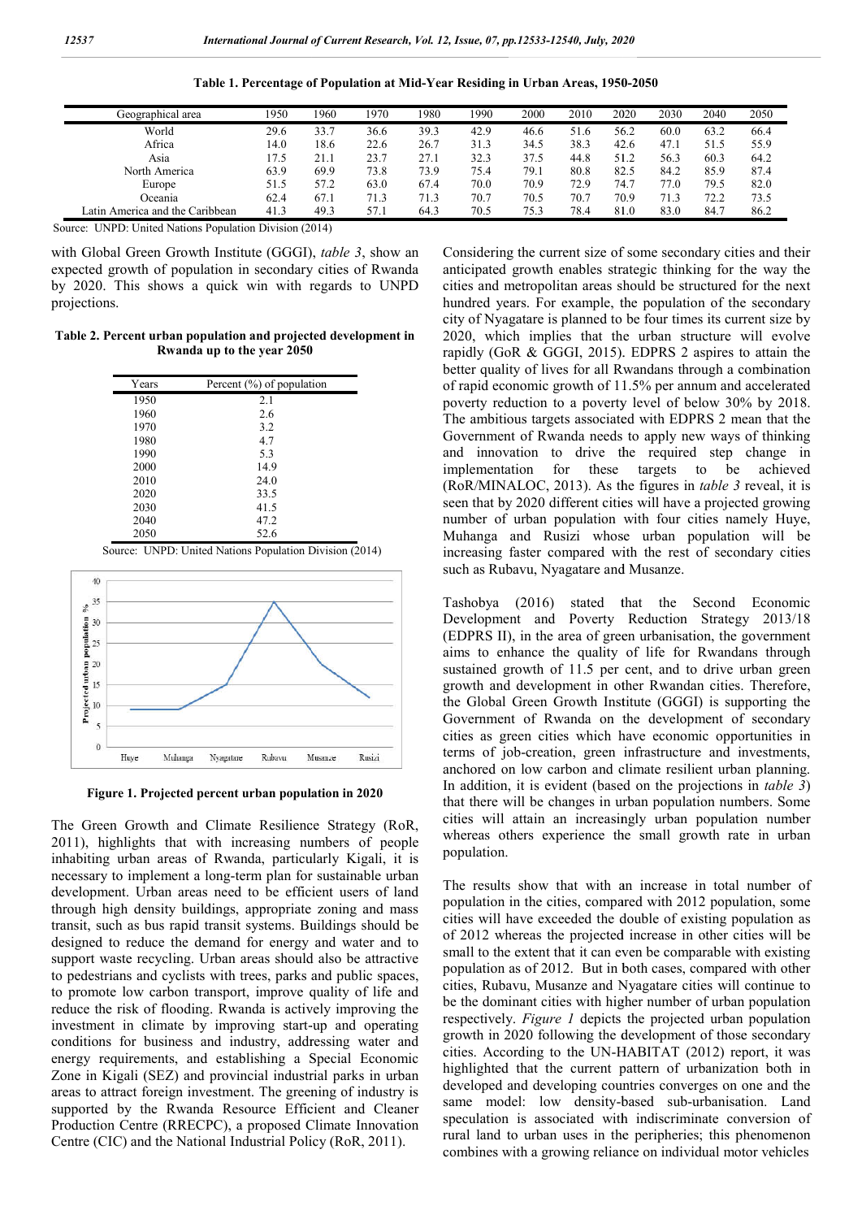**Table 1. Percentage of Population at Mid-Year Residing in Urban Areas, 1950-2050**

| Geographical area | 1950 | 1960 | 1970 | 1980 | 1990 | 2000 | 2010 | 2020 | 2030 | 2040 | 2050 |
|---|---|---|---|---|---|---|---|---|---|---|---|
| World | 29.6 | 33.7 | 36.6 | 39.3 | 42.9 | 46.6 | 51.6 | 56.2 | 60.0 | 63.2 | 66.4 |
| Africa | 14.0 | 18.6 | 22.6 | 26.7 | 31.3 | 34.5 | 38.3 | 42.6 | 47.1 | 51.5 | 55.9 |
| Asia | 17.5 | 21.1 | 23.7 | 27.1 | 32.3 | 37.5 | 44.8 | 51.2 | 56.3 | 60.3 | 64.2 |
| North America | 63.9 | 69.9 | 73.8 | 73.9 | 75.4 | 79.1 | 80.8 | 82.5 | 84.2 | 85.9 | 87.4 |
| Europe | 51.5 | 57.2 | 63.0 | 67.4 | 70.0 | 70.9 | 72.9 | 74.7 | 77.0 | 79.5 | 82.0 |
| Oceania | 62.4 | 67.1 | 71.3 | 71.3 | 70.7 | 70.5 | 70.7 | 70.9 | 71.3 | 72.2 | 73.5 |
| Latin America and the Caribbean | 41.3 | 49.3 | 57.1 | 64.3 | 70.5 | 75.3 | 78.4 | 81.0 | 83.0 | 84.7 | 86.2 |

Source: UNPD: United Nations Population Division (2014)

with Global Green Growth Institute (GGGI), *table 3*, show an expected growth of population in secondary cities of Rwanda by 2020. This shows a quick win with regards to UNPD projections.

**Table 2. Percent urban population and projected development in Rwanda up to the year 2050**

| Years | Percent (%) of population |
|---|---|
| 1950 | 2.1 |
| 1960 | 2.6 |
| 1970 | 3.2 |
| 1980 | 4.7 |
| 1990 | 5.3 |
| 2000 | 14.9 |
| 2010 | 24.0 |
| 2020 | 33.5 |
| 2030 | 41.5 |
| 2040 | 47.2 |
| 2050 | 52.6 |

Source: UNPD: United Nations Population Division (2014)

**Figure 1. Projected percent urban population in 2020**

The Green Growth and Climate Resilience Strategy (RoR, 2011), highlights that with increasing numbers of people inhabiting urban areas of Rwanda, particularly Kigali, it is necessary to implement a long-term plan for sustainable urban development. Urban areas need to be efficient users of land through high density buildings, appropriate zoning and mass transit, such as bus rapid transit systems. Buildings should be designed to reduce the demand for energy and water and to support waste recycling. Urban areas should also be attractive to pedestrians and cyclists with trees, parks and public spaces, to promote low carbon transport, improve quality of life and reduce the risk of flooding. Rwanda is actively improving the investment in climate by improving start-up and operating conditions for business and industry, addressing water and energy requirements, and establishing a Special Economic Zone in Kigali (SEZ) and provincial industrial parks in urban areas to attract foreign investment. The greening of industry is supported by the Rwanda Resource Efficient and Cleaner Production Centre (RRECPC), a proposed Climate Innovation Centre (CIC) and the National Industrial Policy (RoR, 2011).

Considering the current size of some secondary cities and their anticipated growth enables strategic thinking for the way the cities and metropolitan areas should be structured for the next hundred years. For example, the population of the secondary city of Nyagatare is planned to be four times its current size by 2020, which implies that the urban structure will evolve rapidly (GoR & GGGI, 2015). EDPRS 2 aspires to attain the better quality of lives for all Rwandans through a combination of rapid economic growth of 11.5% per annum and accelerated poverty reduction to a poverty level of below 30% by 2018. The ambitious targets associated with EDPRS 2 mean that the Government of Rwanda needs to apply new ways of thinking and innovation to drive the required step change in implementation for these targets to be achieved (RoR/MINALOC, 2013). As the figures in *table 3* reveal, it is seen that by 2020 different cities will have a projected growing number of urban population with four cities namely Huye, Muhanga and Rusizi whose urban population will be increasing faster compared with the rest of secondary cities such as Rubavu, Nyagatare and Musanze.

Tashobya (2016) stated that the Second Economic Development and Poverty Reduction Strategy 2013/18 (EDPRS II), in the area of green urbanisation, the government aims to enhance the quality of life for Rwandans through sustained growth of 11.5 per cent, and to drive urban green growth and development in other Rwandan cities. Therefore, the Global Green Growth Institute (GGGI) is supporting the Government of Rwanda on the development of secondary cities as green cities which have economic opportunities in terms of job-creation, green infrastructure and investments, anchored on low carbon and climate resilient urban planning. In addition, it is evident (based on the projections in *table 3*) that there will be changes in urban population numbers. Some cities will attain an increasingly urban population number whereas others experience the small growth rate in urban population.

The results show that with an increase in total number of population in the cities, compared with 2012 population, some cities will have exceeded the double of existing population as of 2012 whereas the projected increase in other cities will be small to the extent that it can even be comparable with existing population as of 2012. But in both cases, compared with other cities, Rubavu, Musanze and Nyagatare cities will continue to be the dominant cities with higher number of urban population respectively. *Figure 1* depicts the projected urban population growth in 2020 following the development of those secondary cities. According to the UN-HABITAT (2012) report, it was highlighted that the current pattern of urbanization both in developed and developing countries converges on one and the same model: low density-based sub-urbanisation. Land speculation is associated with indiscriminate conversion of rural land to urban uses in the peripheries; this phenomenon combines with a growing reliance on individual motor vehicles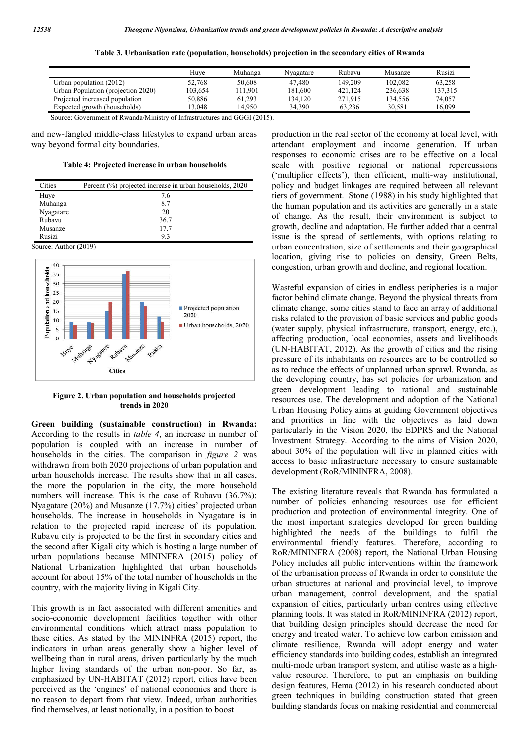**Table 3. Urbanisation rate (population, households) projection in the secondary cities of Rwanda**

| | Huye | Muhanga | Nyagatare | Rubavu | Musanze | Rusizi |
|---|---|---|---|---|---|---|
| Urban population (2012) | 52,768 | 50,608 | 47,480 | 149,209 | 102,082 | 63,258 |
| Urban Population (projection 2020) | 103,654 | 111,901 | 181,600 | 421,124 | 236,638 | 137,315 |
| Projected increased population | 50,886 | 61,293 | 134,120 | 271,915 | 134,556 | 74,057 |
| Expected growth (households) | 13,048 | 14,950 | 34,390 | 63,236 | 30,581 | 16,099 |

Source: Government of Rwanda/Ministry of Infrastructures and GGGI (2015).

and new-fangled middle-class lifestyles to expand urban areas way beyond formal city boundaries.

**Table 4: Projected increase in urban households**

| Cities | Percent (%) projected increase in urban households, 2020 |
|---|---|
| Huye | 7.6 |
| Muhanga | 8.7 |
| Nyagatare | 20 |
| Rubavu | 36.7 |
| Musanze | 17.7 |
| Rusizi | 9.3 |

Source: Author (2019)

**Figure 2. Urban population and households projected trends in 2020**

**Green building (sustainable construction) in Rwanda:** According to the results in *table 4*, an increase in number of population is coupled with an increase in number of households in the cities. The comparison in *figure 2* was withdrawn from both 2020 projections of urban population and urban households increase. The results show that in all cases, the more the population in the city, the more household numbers will increase. This is the case of Rubavu (36.7%); Nyagatare (20%) and Musanze (17.7%) cities' projected urban households. The increase in households in Nyagatare is in relation to the projected rapid increase of its population. Rubavu city is projected to be the first in secondary cities and the second after Kigali city which is hosting a large number of urban populations because MININFRA (2015) policy of National Urbanization highlighted that urban households account for about 15% of the total number of households in the country, with the majority living in Kigali City.

This growth is in fact associated with different amenities and socio-economic development facilities together with other environmental conditions which attract mass population to these cities. As stated by the MININFRA (2015) report, the indicators in urban areas generally show a higher level of wellbeing than in rural areas, driven particularly by the much higher living standards of the urban non-poor. So far, as emphasized by UN-HABITAT (2012) report, cities have been perceived as the 'engines' of national economies and there is no reason to depart from that view. Indeed, urban authorities find themselves, at least notionally, in a position to boost production in the real sector of the economy at local level, with attendant employment and income generation. If urban responses to economic crises are to be effective on a local scale with positive regional or national repercussions ('multiplier effects'), then efficient, multi-way institutional, policy and budget linkages are required between all relevant tiers of government. Stone (1988) in his study highlighted that the human population and its activities are generally in a state of change. As the result, their environment is subject to growth, decline and adaptation. He further added that a central issue is the spread of settlements, with options relating to urban concentration, size of settlements and their geographical location, giving rise to policies on density, Green Belts, congestion, urban growth and decline, and regional location.

Wasteful expansion of cities in endless peripheries is a major factor behind climate change. Beyond the physical threats from climate change, some cities stand to face an array of additional risks related to the provision of basic services and public goods (water supply, physical infrastructure, transport, energy, etc.), affecting production, local economies, assets and livelihoods (UN-HABITAT, 2012). As the growth of cities and the rising pressure of its inhabitants on resources are to be controlled so as to reduce the effects of unplanned urban sprawl. Rwanda, as the developing country, has set policies for urbanization and green development leading to rational and sustainable resources use. The development and adoption of the National Urban Housing Policy aims at guiding Government objectives and priorities in line with the objectives as laid down particularly in the Vision 2020, the EDPRS and the National Investment Strategy. According to the aims of Vision 2020, about 30% of the population will live in planned cities with access to basic infrastructure necessary to ensure sustainable development (RoR/MININFRA, 2008).

The existing literature reveals that Rwanda has formulated a number of policies enhancing resources use for efficient production and protection of environmental integrity. One of the most important strategies developed for green building highlighted the needs of the buildings to fulfil the environmental friendly features. Therefore, according to RoR/MININFRA (2008) report, the National Urban Housing Policy includes all public interventions within the framework of the urbanisation process of Rwanda in order to constitute the urban structures at national and provincial level, to improve urban management, control development, and the spatial expansion of cities, particularly urban centres using effective planning tools. It was stated in RoR/MININFRA (2012) report, that building design principles should decrease the need for energy and treated water. To achieve low carbon emission and climate resilience, Rwanda will adopt energy and water efficiency standards into building codes, establish an integrated multi-mode urban transport system, and utilise waste as a high-value resource. Therefore, to put an emphasis on building design features, Hema (2012) in his research conducted about green techniques in building construction stated that green building standards focus on making residential and commercial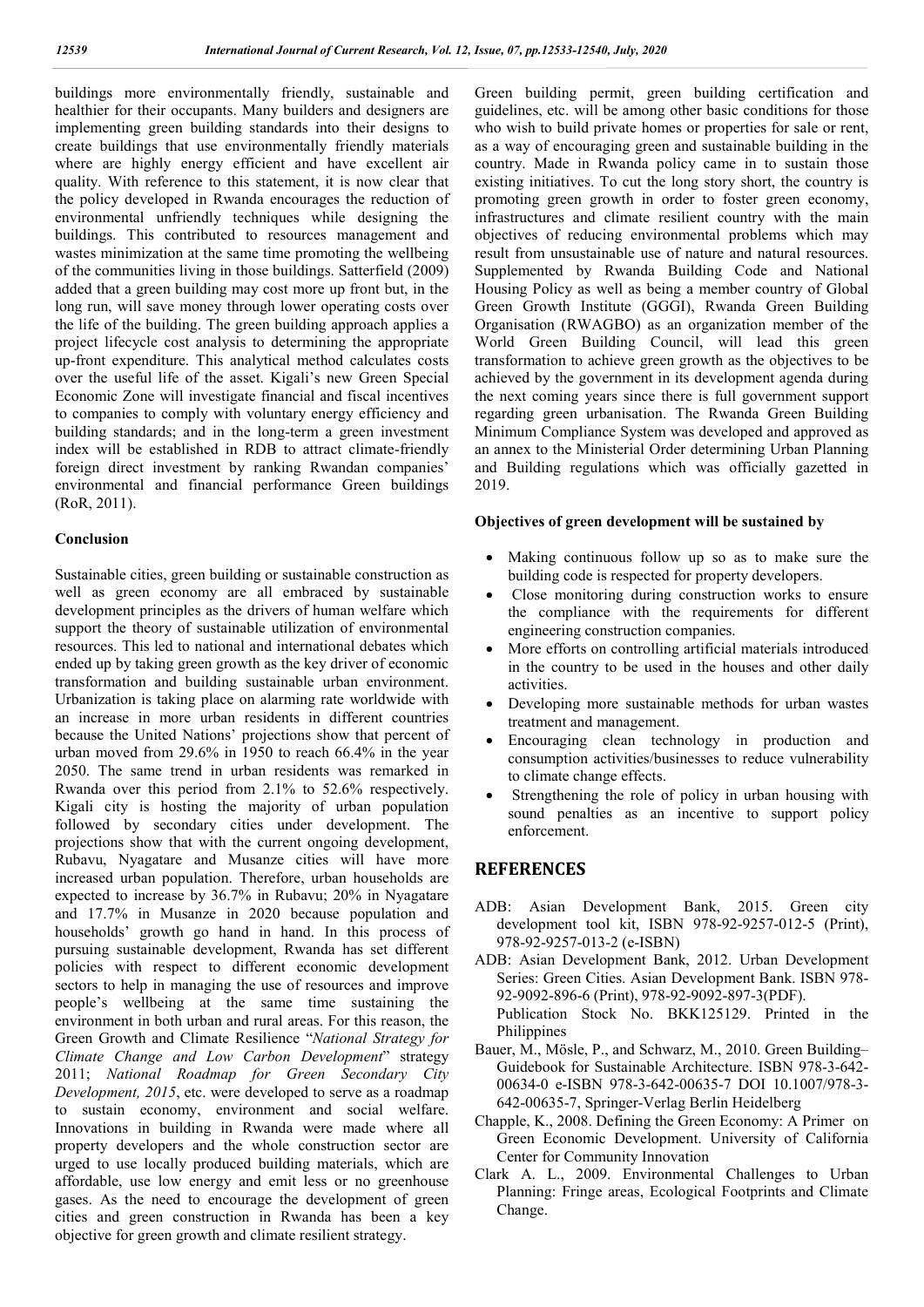buildings more environmentally friendly, sustainable and healthier for their occupants. Many builders and designers are implementing green building standards into their designs to create buildings that use environmentally friendly materials where are highly energy efficient and have excellent air quality. With reference to this statement, it is now clear that the policy developed in Rwanda encourages the reduction of environmental unfriendly techniques while designing the buildings. This contributed to resources management and wastes minimization at the same time promoting the wellbeing of the communities living in those buildings. Satterfield (2009) added that a green building may cost more up front but, in the long run, will save money through lower operating costs over the life of the building. The green building approach applies a project lifecycle cost analysis to determining the appropriate up-front expenditure. This analytical method calculates costs over the useful life of the asset. Kigali's new Green Special Economic Zone will investigate financial and fiscal incentives to companies to comply with voluntary energy efficiency and building standards; and in the long-term a green investment index will be established in RDB to attract climate-friendly foreign direct investment by ranking Rwandan companies' environmental and financial performance Green buildings (RoR, 2011).

## Conclusion

Sustainable cities, green building or sustainable construction as well as green economy are all embraced by sustainable development principles as the drivers of human welfare which support the theory of sustainable utilization of environmental resources. This led to national and international debates which ended up by taking green growth as the key driver of economic transformation and building sustainable urban environment. Urbanization is taking place on alarming rate worldwide with an increase in more urban residents in different countries because the United Nations' projections show that percent of urban moved from 29.6% in 1950 to reach 66.4% in the year 2050. The same trend in urban residents was remarked in Rwanda over this period from 2.1% to 52.6% respectively. Kigali city is hosting the majority of urban population followed by secondary cities under development. The projections show that with the current ongoing development, Rubavu, Nyagatare and Musanze cities will have more increased urban population. Therefore, urban households are expected to increase by 36.7% in Rubavu; 20% in Nyagatare and 17.7% in Musanze in 2020 because population and households' growth go hand in hand. In this process of pursuing sustainable development, Rwanda has set different policies with respect to different economic development sectors to help in managing the use of resources and improve people's wellbeing at the same time sustaining the environment in both urban and rural areas. For this reason, the Green Growth and Climate Resilience "*National Strategy for Climate Change and Low Carbon Development*" strategy 2011; *National Roadmap for Green Secondary City Development, 2015*, etc. were developed to serve as a roadmap to sustain economy, environment and social welfare. Innovations in building in Rwanda were made where all property developers and the whole construction sector are urged to use locally produced building materials, which are affordable, use low energy and emit less or no greenhouse gases. As the need to encourage the development of green cities and green construction in Rwanda has been a key objective for green growth and climate resilient strategy. Green building permit, green building certification and guidelines, etc. will be among other basic conditions for those who wish to build private homes or properties for sale or rent, as a way of encouraging green and sustainable building in the country. Made in Rwanda policy came in to sustain those existing initiatives. To cut the long story short, the country is promoting green growth in order to foster green economy, infrastructures and climate resilient country with the main objectives of reducing environmental problems which may result from unsustainable use of nature and natural resources. Supplemented by Rwanda Building Code and National Housing Policy as well as being a member country of Global Green Growth Institute (GGGI), Rwanda Green Building Organisation (RWAGBO) as an organization member of the World Green Building Council, will lead this green transformation to achieve green growth as the objectives to be achieved by the government in its development agenda during the next coming years since there is full government support regarding green urbanisation. The Rwanda Green Building Minimum Compliance System was developed and approved as an annex to the Ministerial Order determining Urban Planning and Building regulations which was officially gazetted in 2019.

**Objectives of green development will be sustained by**

- Making continuous follow up so as to make sure the building code is respected for property developers.
- Close monitoring during construction works to ensure the compliance with the requirements for different engineering construction companies.
- More efforts on controlling artificial materials introduced in the country to be used in the houses and other daily activities.
- Developing more sustainable methods for urban wastes treatment and management.
- Encouraging clean technology in production and consumption activities/businesses to reduce vulnerability to climate change effects.
- Strengthening the role of policy in urban housing with sound penalties as an incentive to support policy enforcement.

## REFERENCES

ADB: Asian Development Bank, 2015. Green city development tool kit, ISBN 978-92-9257-012-5 (Print), 978-92-9257-013-2 (e-ISBN)

ADB: Asian Development Bank, 2012. Urban Development Series: Green Cities. Asian Development Bank. ISBN 978-92-9092-896-6 (Print), 978-92-9092-897-3(PDF). Publication Stock No. BKK125129. Printed in the Philippines

Bauer, M., Mösle, P., and Schwarz, M., 2010. Green Building–Guidebook for Sustainable Architecture. ISBN 978-3-642-00634-0 e-ISBN 978-3-642-00635-7 DOI 10.1007/978-3-642-00635-7, Springer-Verlag Berlin Heidelberg

Chapple, K., 2008. Defining the Green Economy: A Primer on Green Economic Development. University of California Center for Community Innovation

Clark A. L., 2009. Environmental Challenges to Urban Planning: Fringe areas, Ecological Footprints and Climate Change.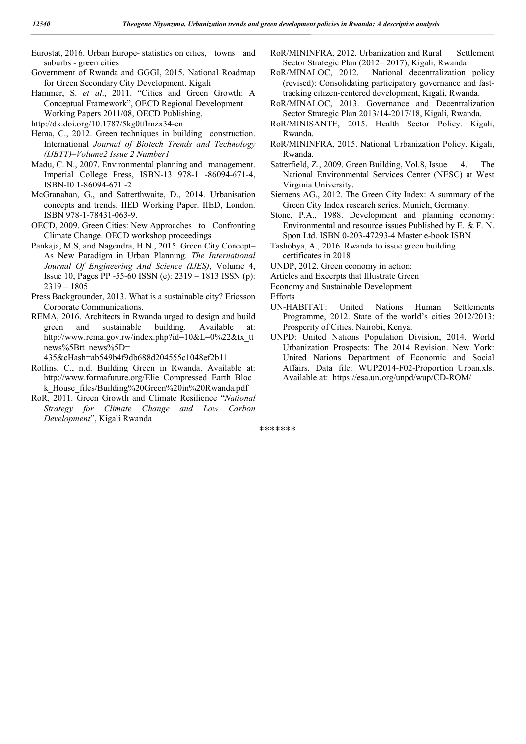Eurostat, 2016. Urban Europe- statistics on cities, towns and suburbs - green cities

Government of Rwanda and GGGI, 2015. National Roadmap for Green Secondary City Development. Kigali

Hammer, S. *et al*., 2011. "Cities and Green Growth: A Conceptual Framework", OECD Regional Development Working Papers 2011/08, OECD Publishing.

http://dx.doi.org/10.1787/5kg0tflmzx34-en

Hema, C., 2012. Green techniques in building construction. International *Journal of Biotech Trends and Technology (IJBTT)–Volume2 Issue 2 Number1*

Madu, C. N., 2007. Environmental planning and management. Imperial College Press, ISBN-13 978-1 -86094-671-4, ISBN-I0 1-86094-671 -2

McGranahan, G., and Satterthwaite, D., 2014. Urbanisation concepts and trends. IIED Working Paper. IIED, London. ISBN 978-1-78431-063-9.

OECD, 2009. Green Cities: New Approaches to Confronting Climate Change. OECD workshop proceedings

Pankaja, M.S, and Nagendra, H.N., 2015. Green City Concept– As New Paradigm in Urban Planning. *The International Journal Of Engineering And Science (IJES)*, Volume 4, Issue 10, Pages PP -55-60 ISSN (e): 2319 – 1813 ISSN (p): 2319 – 1805

Press Backgrounder, 2013. What is a sustainable city? Ericsson Corporate Communications.

REMA, 2016. Architects in Rwanda urged to design and build green and sustainable building. Available at: http://www.rema.gov.rw/index.php?id=10&L=0%22&tx_ttnews%5Btt_news%5D=435&cHash=ab549b4f9db688d204555c1048ef2b11

Rollins, C., n.d. Building Green in Rwanda. Available at: http://www.formafuture.org/Elie_Compressed_Earth_Block_House_files/Building%20Green%20in%20Rwanda.pdf

RoR, 2011. Green Growth and Climate Resilience "*National Strategy for Climate Change and Low Carbon Development*", Kigali Rwanda

RoR/MININFRA, 2012. Urbanization and Rural Settlement Sector Strategic Plan (2012– 2017), Kigali, Rwanda

RoR/MINALOC, 2012. National decentralization policy (revised): Consolidating participatory governance and fast-tracking citizen-centered development, Kigali, Rwanda.

RoR/MINALOC, 2013. Governance and Decentralization Sector Strategic Plan 2013/14-2017/18, Kigali, Rwanda.

RoR/MINISANTE, 2015. Health Sector Policy. Kigali, Rwanda.

RoR/MININFRA, 2015. National Urbanization Policy. Kigali, Rwanda.

Satterfield, Z., 2009. Green Building, Vol.8, Issue 4. The National Environmental Services Center (NESC) at West Virginia University.

Siemens AG., 2012. The Green City Index: A summary of the Green City Index research series. Munich, Germany.

Stone, P.A., 1988. Development and planning economy: Environmental and resource issues Published by E. & F. N. Spon Ltd. ISBN 0-203-47293-4 Master e-book ISBN

Tashobya, A., 2016. Rwanda to issue green building certificates in 2018

UNDP, 2012. Green economy in action:
Articles and Excerpts that Illustrate Green
Economy and Sustainable Development
Efforts

UN-HABITAT: United Nations Human Settlements Programme, 2012. State of the world's cities 2012/2013: Prosperity of Cities. Nairobi, Kenya.

UNPD: United Nations Population Division, 2014. World Urbanization Prospects: The 2014 Revision. New York: United Nations Department of Economic and Social Affairs. Data file: WUP2014-F02-Proportion_Urban.xls. Available at: https://esa.un.org/unpd/wup/CD-ROM/

*******